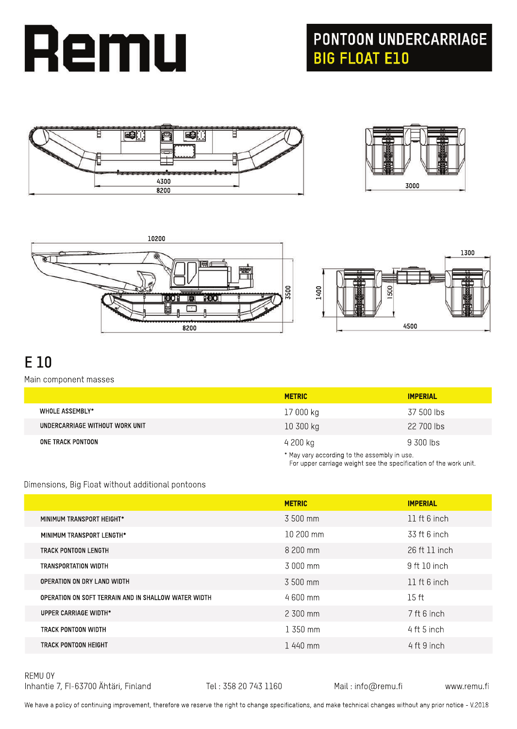# Remu

## PONTOON UNDERCARRIAGE
## BIG FLOAT E10

4300
8200

3000

10200
3500
8200

1300
1400
1500
4500

# E 10

Main component masses

| | METRIC | IMPERIAL |
|---|---|---|
| WHOLE ASSEMBLY* | 17 000 kg | 37 500 lbs |
| UNDERCARRIAGE WITHOUT WORK UNIT | 10 300 kg | 22 700 lbs |
| ONE TRACK PONTOON | 4 200 kg | 9 300 lbs |

\* May vary according to the assembly in use.
For upper carriage weight see the specification of the work unit.

Dimensions, Big Float without additional pontoons

| | METRIC | IMPERIAL |
|---|---|---|
| MINIMUM TRANSPORT HEIGHT* | 3 500 mm | 11 ft 6 inch |
| MINIMUM TRANSPORT LENGTH* | 10 200 mm | 33 ft 6 inch |
| TRACK PONTOON LENGTH | 8 200 mm | 26 ft 11 inch |
| TRANSPORTATION WIDTH | 3 000 mm | 9 ft 10 inch |
| OPERATION ON DRY LAND WIDTH | 3 500 mm | 11 ft 6 inch |
| OPERATION ON SOFT TERRAIN AND IN SHALLOW WATER WIDTH | 4 600 mm | 15 ft |
| UPPER CARRIAGE WIDTH* | 2 300 mm | 7 ft 6 inch |
| TRACK PONTOON WIDTH | 1 350 mm | 4 ft 5 inch |
| TRACK PONTOON HEIGHT | 1 440 mm | 4 ft 9 inch |

REMU OY
Inhantie 7, FI-63700 Ähtäri, Finland    Tel : 358 20 743 1160    Mail : info@remu.fi    www.remu.fi

We have a policy of continuing improvement, therefore we reserve the right to change specifications, and make technical changes without any prior notice - V.2018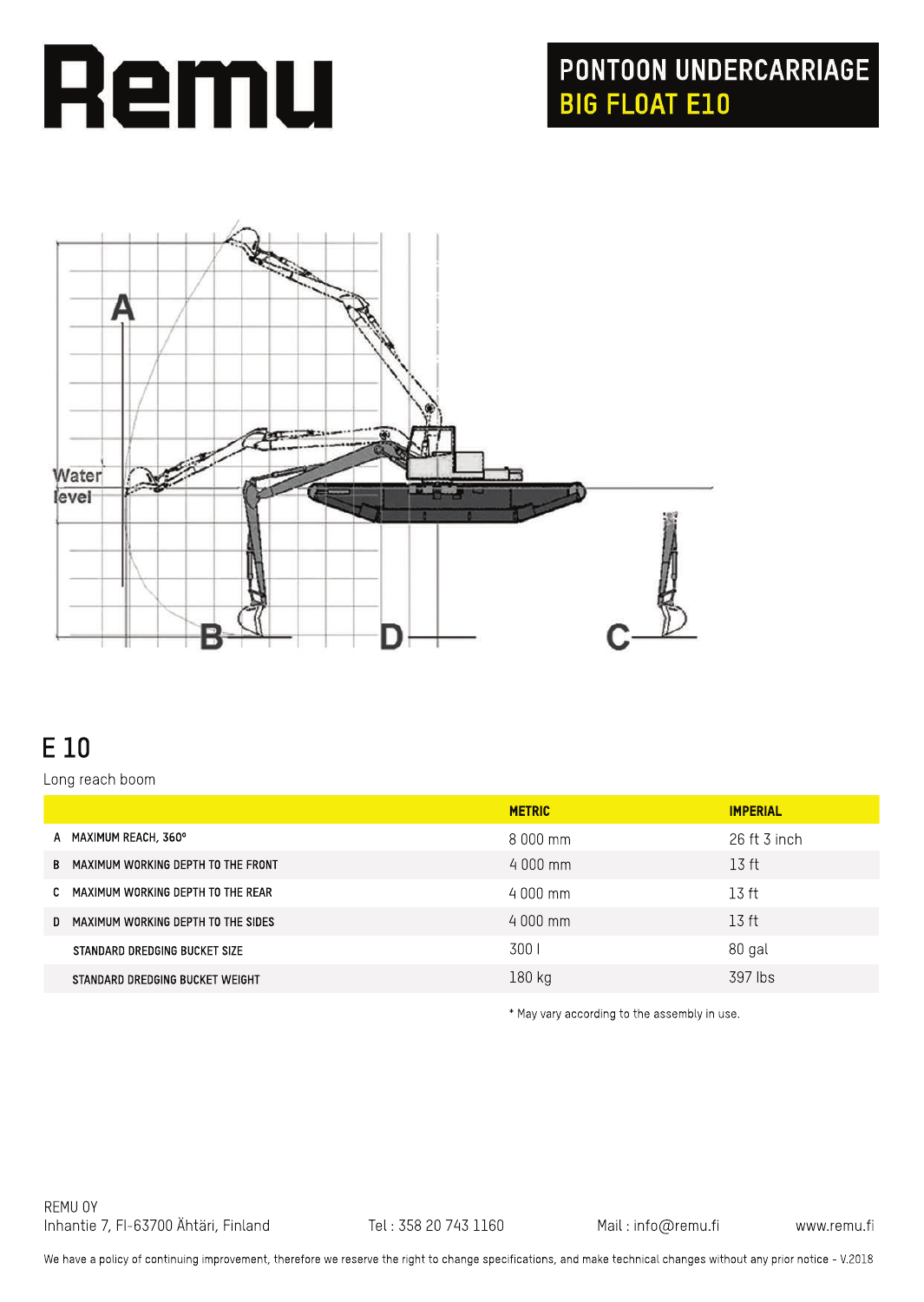# Remu

## PONTOON UNDERCARRIAGE BIG FLOAT E10

A

Water level

B

D

C

## E 10

Long reach boom

| | | METRIC | IMPERIAL |
|---|---|---|---|
| A | MAXIMUM REACH, 360° | 8 000 mm | 26 ft 3 inch |
| B | MAXIMUM WORKING DEPTH TO THE FRONT | 4 000 mm | 13 ft |
| C | MAXIMUM WORKING DEPTH TO THE REAR | 4 000 mm | 13 ft |
| D | MAXIMUM WORKING DEPTH TO THE SIDES | 4 000 mm | 13 ft |
| | STANDARD DREDGING BUCKET SIZE | 300 l | 80 gal |
| | STANDARD DREDGING BUCKET WEIGHT | 180 kg | 397 lbs |

* May vary according to the assembly in use.

REMU OY
Inhantie 7, FI-63700 Ähtäri, Finland    Tel : 358 20 743 1160    Mail : info@remu.fi    www.remu.fi

We have a policy of continuing improvement, therefore we reserve the right to change specifications, and make technical changes without any prior notice - V.2018